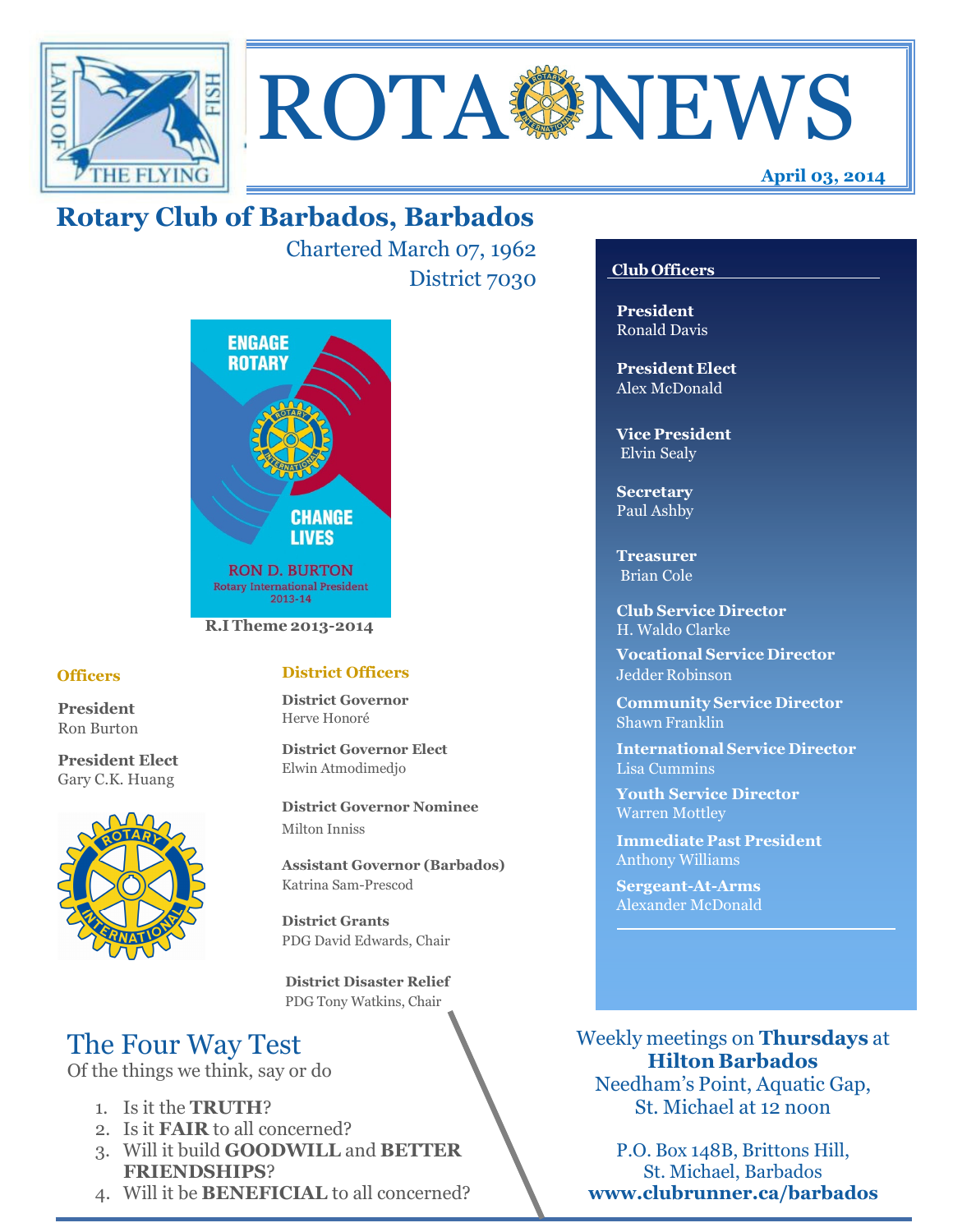# ROTA NEWS

**April 03, 2014**

## Rotary Club of Barbados, Barbados

Chartered March 07, 1962

District 7030

ENGAGE ROTARY CHANGE LIVES

RON D. BURTON
Rotary International President 2013-14

**R.I Theme 2013-2014**

### Officers

**President**
Ron Burton

**President Elect**
Gary C.K. Huang

### District Officers

**District Governor**
Herve Honoré

**District Governor Elect**
Elwin Atmodimedjo

**District Governor Nominee**
Milton Inniss

**Assistant Governor (Barbados)**
Katrina Sam-Prescod

**District Grants**
PDG David Edwards, Chair

**District Disaster Relief**
PDG Tony Watkins, Chair

### Club Officers

**President**
Ronald Davis

**President Elect**
Alex McDonald

**Vice President**
Elvin Sealy

**Secretary**
Paul Ashby

**Treasurer**
Brian Cole

**Club Service Director**
H. Waldo Clarke

**Vocational Service Director**
Jedder Robinson

**Community Service Director**
Shawn Franklin

**International Service Director**
Lisa Cummins

**Youth Service Director**
Warren Mottley

**Immediate Past President**
Anthony Williams

**Sergeant-At-Arms**
Alexander McDonald

## The Four Way Test

Of the things we think, say or do

1. Is it the **TRUTH**?
2. Is it **FAIR** to all concerned?
3. Will it build **GOODWILL** and **BETTER FRIENDSHIPS**?
4. Will it be **BENEFICIAL** to all concerned?

Weekly meetings on **Thursdays** at **Hilton Barbados**
Needham's Point, Aquatic Gap,
St. Michael at 12 noon

P.O. Box 148B, Brittons Hill,
St. Michael, Barbados
**www.clubrunner.ca/barbados**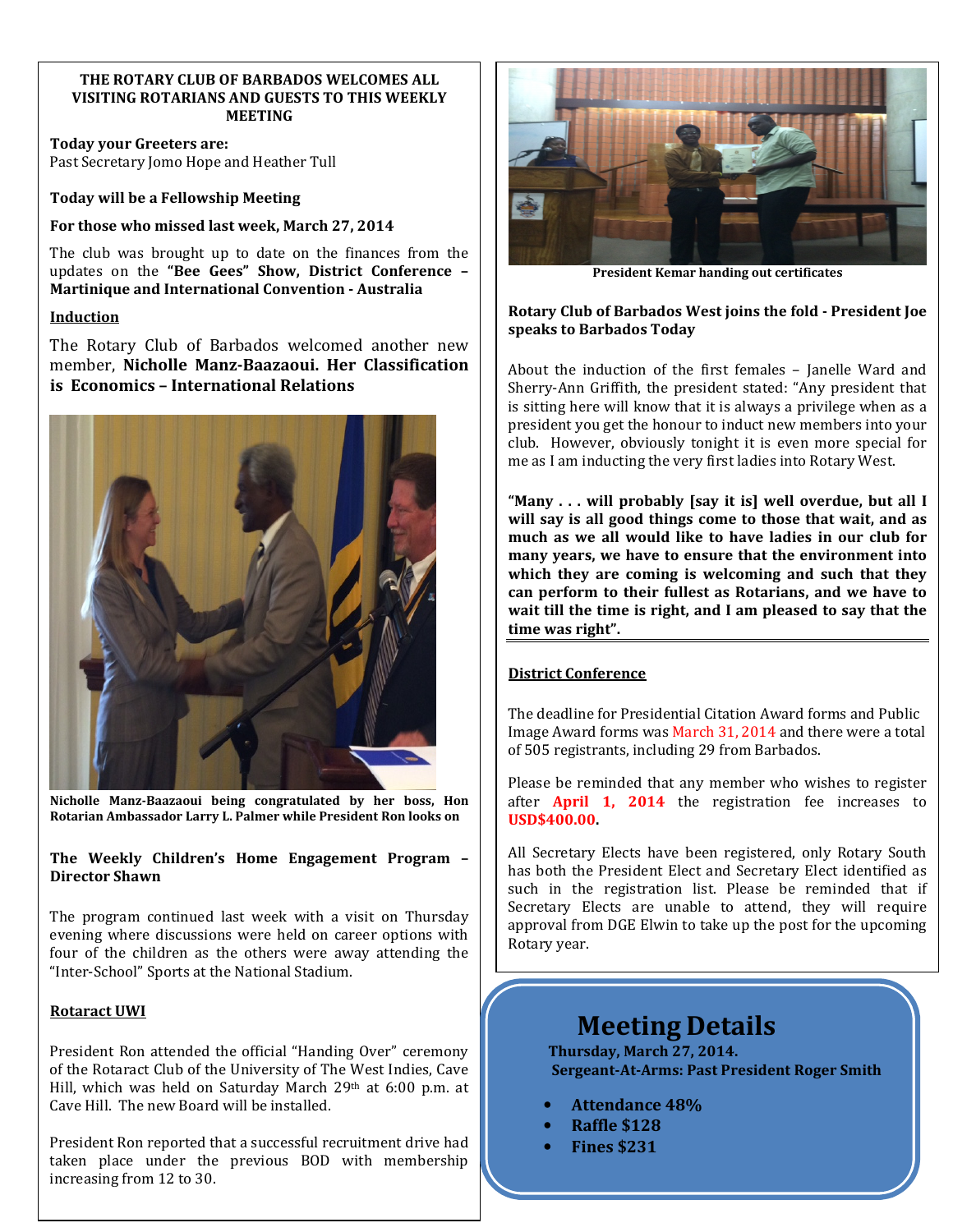**THE ROTARY CLUB OF BARBADOS WELCOMES ALL VISITING ROTARIANS AND GUESTS TO THIS WEEKLY MEETING**

**Today your Greeters are:**
Past Secretary Jomo Hope and Heather Tull

**Today will be a Fellowship Meeting**

**For those who missed last week, March 27, 2014**

The club was brought up to date on the finances from the updates on the **"Bee Gees" Show, District Conference – Martinique and International Convention - Australia**

## Induction

The Rotary Club of Barbados welcomed another new member, **Nicholle Manz-Baazaoui. Her Classification is Economics – International Relations**

**Nicholle Manz-Baazaoui being congratulated by her boss, Hon Rotarian Ambassador Larry L. Palmer while President Ron looks on**

**The Weekly Children's Home Engagement Program – Director Shawn**

The program continued last week with a visit on Thursday evening where discussions were held on career options with four of the children as the others were away attending the "Inter-School" Sports at the National Stadium.

## Rotaract UWI

President Ron attended the official "Handing Over" ceremony of the Rotaract Club of the University of The West Indies, Cave Hill, which was held on Saturday March 29th at 6:00 p.m. at Cave Hill. The new Board will be installed.

President Ron reported that a successful recruitment drive had taken place under the previous BOD with membership increasing from 12 to 30.

**President Kemar handing out certificates**

**Rotary Club of Barbados West joins the fold - President Joe speaks to Barbados Today**

About the induction of the first females – Janelle Ward and Sherry-Ann Griffith, the president stated: "Any president that is sitting here will know that it is always a privilege when as a president you get the honour to induct new members into your club. However, obviously tonight it is even more special for me as I am inducting the very first ladies into Rotary West.

**"Many . . . will probably [say it is] well overdue, but all I will say is all good things come to those that wait, and as much as we all would like to have ladies in our club for many years, we have to ensure that the environment into which they are coming is welcoming and such that they can perform to their fullest as Rotarians, and we have to wait till the time is right, and I am pleased to say that the time was right".**

## District Conference

The deadline for Presidential Citation Award forms and Public Image Award forms was March 31, 2014 and there were a total of 505 registrants, including 29 from Barbados.

Please be reminded that any member who wishes to register after **April 1, 2014** the registration fee increases to **USD$400.00.**

All Secretary Elects have been registered, only Rotary South has both the President Elect and Secretary Elect identified as such in the registration list. Please be reminded that if Secretary Elects are unable to attend, they will require approval from DGE Elwin to take up the post for the upcoming Rotary year.

# Meeting Details

**Thursday, March 27, 2014.**
**Sergeant-At-Arms: Past President Roger Smith**

- **Attendance 48%**
- **Raffle $128**
- **Fines $231**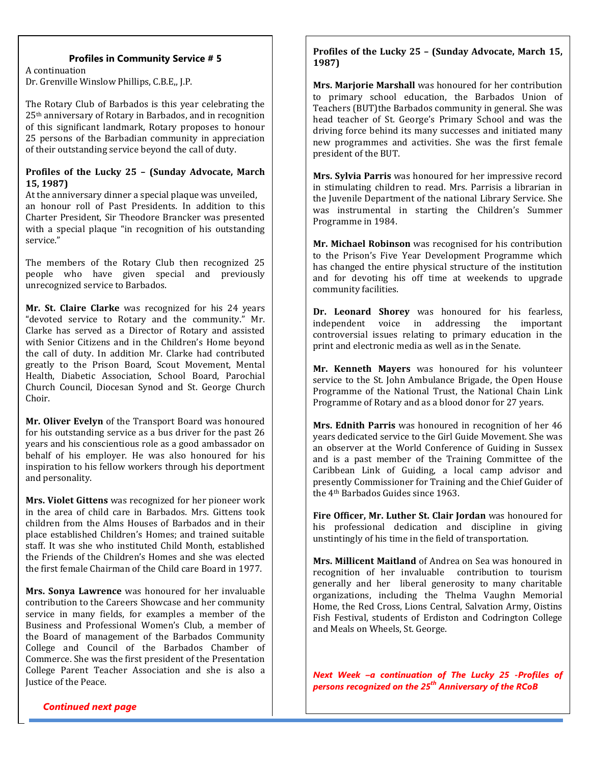### Profiles in Community Service # 5

A continuation
Dr. Grenville Winslow Phillips, C.B.E.,, J.P.

The Rotary Club of Barbados is this year celebrating the 25th anniversary of Rotary in Barbados, and in recognition of this significant landmark, Rotary proposes to honour 25 persons of the Barbadian community in appreciation of their outstanding service beyond the call of duty.

**Profiles of the Lucky 25 – (Sunday Advocate, March 15, 1987)**

At the anniversary dinner a special plaque was unveiled, an honour roll of Past Presidents. In addition to this Charter President, Sir Theodore Brancker was presented with a special plaque "in recognition of his outstanding service."

The members of the Rotary Club then recognized 25 people who have given special and previously unrecognized service to Barbados.

**Mr. St. Claire Clarke** was recognized for his 24 years "devoted service to Rotary and the community." Mr. Clarke has served as a Director of Rotary and assisted with Senior Citizens and in the Children's Home beyond the call of duty. In addition Mr. Clarke had contributed greatly to the Prison Board, Scout Movement, Mental Health, Diabetic Association, School Board, Parochial Church Council, Diocesan Synod and St. George Church Choir.

**Mr. Oliver Evelyn** of the Transport Board was honoured for his outstanding service as a bus driver for the past 26 years and his conscientious role as a good ambassador on behalf of his employer. He was also honoured for his inspiration to his fellow workers through his deportment and personality.

**Mrs. Violet Gittens** was recognized for her pioneer work in the area of child care in Barbados. Mrs. Gittens took children from the Alms Houses of Barbados and in their place established Children's Homes; and trained suitable staff. It was she who instituted Child Month, established the Friends of the Children's Homes and she was elected the first female Chairman of the Child care Board in 1977.

**Mrs. Sonya Lawrence** was honoured for her invaluable contribution to the Careers Showcase and her community service in many fields, for examples a member of the Business and Professional Women's Club, a member of the Board of management of the Barbados Community College and Council of the Barbados Chamber of Commerce. She was the first president of the Presentation College Parent Teacher Association and she is also a Justice of the Peace.

***Continued next page***

**Profiles of the Lucky 25 – (Sunday Advocate, March 15, 1987)**

**Mrs. Marjorie Marshall** was honoured for her contribution to primary school education, the Barbados Union of Teachers (BUT)the Barbados community in general. She was head teacher of St. George's Primary School and was the driving force behind its many successes and initiated many new programmes and activities. She was the first female president of the BUT.

**Mrs. Sylvia Parris** was honoured for her impressive record in stimulating children to read. Mrs. Parrisis a librarian in the Juvenile Department of the national Library Service. She was instrumental in starting the Children's Summer Programme in 1984.

**Mr. Michael Robinson** was recognised for his contribution to the Prison's Five Year Development Programme which has changed the entire physical structure of the institution and for devoting his off time at weekends to upgrade community facilities.

**Dr. Leonard Shorey** was honoured for his fearless, independent voice in addressing the important controversial issues relating to primary education in the print and electronic media as well as in the Senate.

**Mr. Kenneth Mayers** was honoured for his volunteer service to the St. John Ambulance Brigade, the Open House Programme of the National Trust, the National Chain Link Programme of Rotary and as a blood donor for 27 years.

**Mrs. Ednith Parris** was honoured in recognition of her 46 years dedicated service to the Girl Guide Movement. She was an observer at the World Conference of Guiding in Sussex and is a past member of the Training Committee of the Caribbean Link of Guiding, a local camp advisor and presently Commissioner for Training and the Chief Guider of the 4th Barbados Guides since 1963.

**Fire Officer, Mr. Luther St. Clair Jordan** was honoured for his professional dedication and discipline in giving unstintingly of his time in the field of transportation.

**Mrs. Millicent Maitland** of Andrea on Sea was honoured in recognition of her invaluable contribution to tourism generally and her liberal generosity to many charitable organizations, including the Thelma Vaughn Memorial Home, the Red Cross, Lions Central, Salvation Army, Oistins Fish Festival, students of Erdiston and Codrington College and Meals on Wheels, St. George.

***Next Week –a continuation of The Lucky 25 -Profiles of persons recognized on the 25th Anniversary of the RCoB***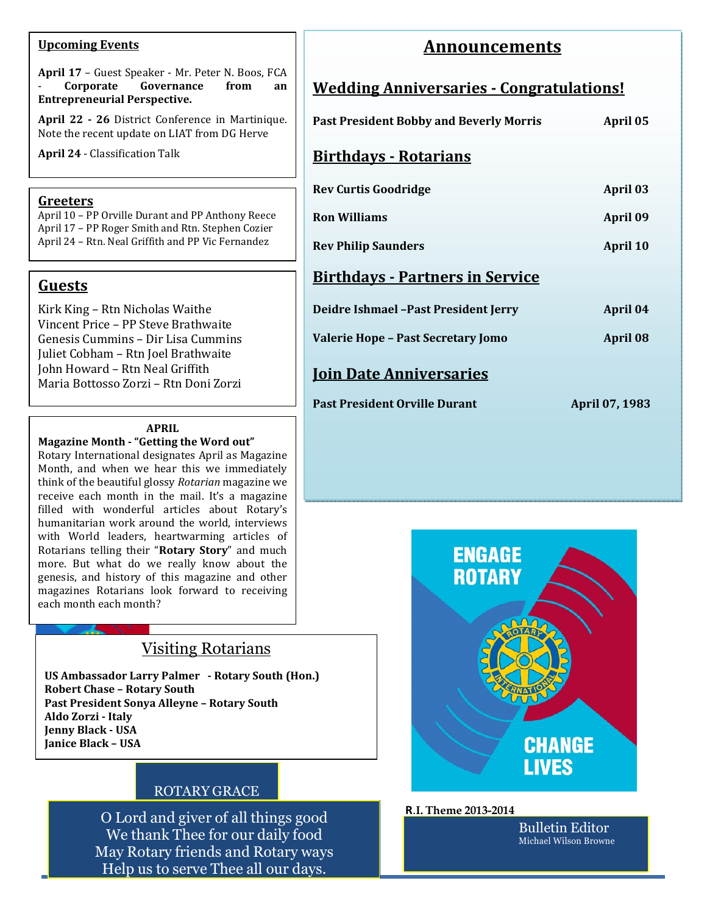## Upcoming Events

**April 17** – Guest Speaker - Mr. Peter N. Boos, FCA - **Corporate Governance from an Entrepreneurial Perspective.**

**April 22 - 26** District Conference in Martinique. Note the recent update on LIAT from DG Herve

**April 24** - Classification Talk

## Greeters

April 10 – PP Orville Durant and PP Anthony Reece
April 17 – PP Roger Smith and Rtn. Stephen Cozier
April 24 – Rtn. Neal Griffith and PP Vic Fernandez

## Guests

Kirk King – Rtn Nicholas Waithe
Vincent Price – PP Steve Brathwaite
Genesis Cummins – Dir Lisa Cummins
Juliet Cobham – Rtn Joel Brathwaite
John Howard – Rtn Neal Griffith
Maria Bottosso Zorzi – Rtn Doni Zorzi

**APRIL**

**Magazine Month - "Getting the Word out"**

Rotary International designates April as Magazine Month, and when we hear this we immediately think of the beautiful glossy *Rotarian* magazine we receive each month in the mail. It's a magazine filled with wonderful articles about Rotary's humanitarian work around the world, interviews with World leaders, heartwarming articles of Rotarians telling their "**Rotary Story**" and much more. But what do we really know about the genesis, and history of this magazine and other magazines Rotarians look forward to receiving each month each month?

## Visiting Rotarians

**US Ambassador Larry Palmer - Rotary South (Hon.)**
**Robert Chase – Rotary South**
**Past President Sonya Alleyne – Rotary South**
**Aldo Zorzi - Italy**
**Jenny Black - USA**
**Janice Black – USA**

# Announcements

## Wedding Anniversaries - Congratulations!

| | |
|---|---|
| **Past President Bobby and Beverly Morris** | **April 05** |

## Birthdays - Rotarians

| | |
|---|---|
| **Rev Curtis Goodridge** | **April 03** |
| **Ron Williams** | **April 09** |
| **Rev Philip Saunders** | **April 10** |

## Birthdays - Partners in Service

| | |
|---|---|
| **Deidre Ishmael –Past President Jerry** | **April 04** |
| **Valerie Hope – Past Secretary Jomo** | **April 08** |

## Join Date Anniversaries

| | |
|---|---|
| **Past President Orville Durant** | **April 07, 1983** |

ENGAGE ROTARY

CHANGE LIVES

**R.I. Theme 2013-2014**

### ROTARY GRACE

O Lord and giver of all things good
We thank Thee for our daily food
May Rotary friends and Rotary ways
Help us to serve Thee all our days.

Bulletin Editor
Michael Wilson Browne